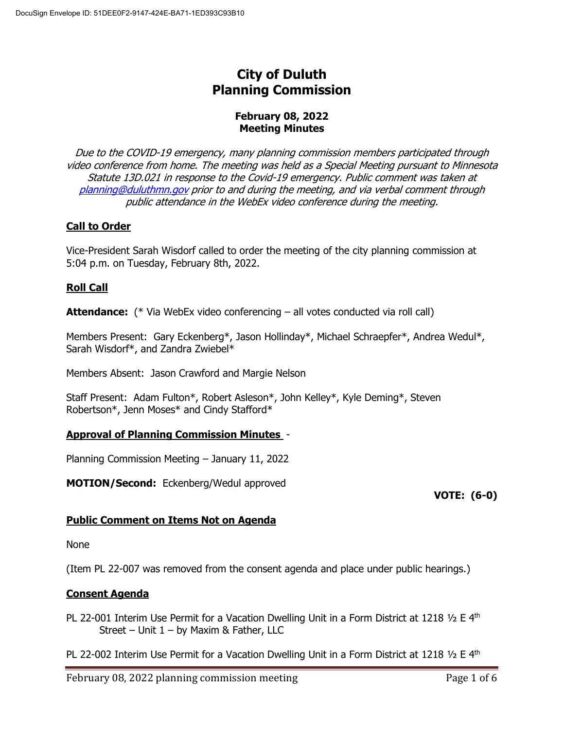# City of Duluth
# Planning Commission

## February 08, 2022
## Meeting Minutes

*Due to the COVID-19 emergency, many planning commission members participated through video conference from home. The meeting was held as a Special Meeting pursuant to Minnesota Statute 13D.021 in response to the Covid-19 emergency. Public comment was taken at [planning@duluthmn.gov](mailto:planning@duluthmn.gov) prior to and during the meeting, and via verbal comment through public attendance in the WebEx video conference during the meeting.*

### Call to Order

Vice-President Sarah Wisdorf called to order the meeting of the city planning commission at 5:04 p.m. on Tuesday, February 8th, 2022.

### Roll Call

**Attendance:** (* Via WebEx video conferencing – all votes conducted via roll call)

Members Present: Gary Eckenberg*, Jason Hollinday*, Michael Schraepfer*, Andrea Wedul*, Sarah Wisdorf*, and Zandra Zwiebel*

Members Absent: Jason Crawford and Margie Nelson

Staff Present: Adam Fulton*, Robert Asleson*, John Kelley*, Kyle Deming*, Steven Robertson*, Jenn Moses* and Cindy Stafford*

### Approval of Planning Commission Minutes -

Planning Commission Meeting – January 11, 2022

**MOTION/Second:** Eckenberg/Wedul approved

**VOTE: (6-0)**

### Public Comment on Items Not on Agenda

None

(Item PL 22-007 was removed from the consent agenda and place under public hearings.)

### Consent Agenda

PL 22-001 Interim Use Permit for a Vacation Dwelling Unit in a Form District at 1218 ½ E 4th Street – Unit 1 – by Maxim & Father, LLC

PL 22-002 Interim Use Permit for a Vacation Dwelling Unit in a Form District at 1218 ½ E 4th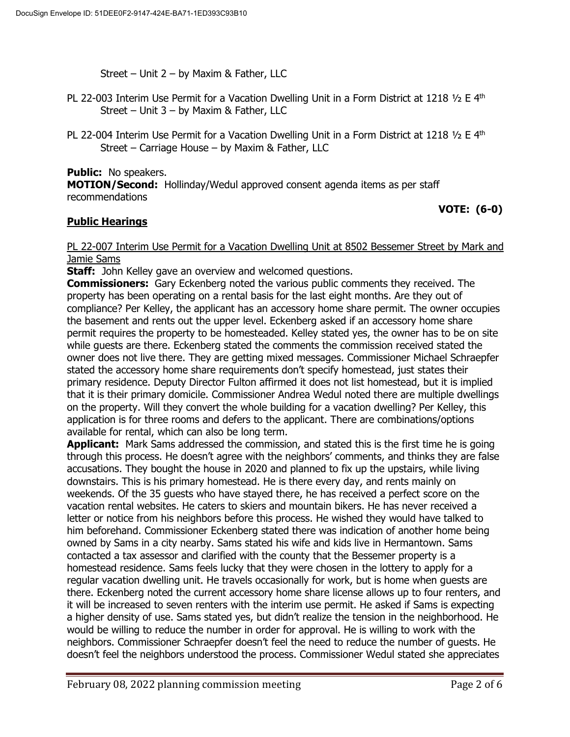Street – Unit 2 – by Maxim & Father, LLC

PL 22-003 Interim Use Permit for a Vacation Dwelling Unit in a Form District at 1218 ½ E 4th Street – Unit 3 – by Maxim & Father, LLC

PL 22-004 Interim Use Permit for a Vacation Dwelling Unit in a Form District at 1218 ½ E 4th Street – Carriage House – by Maxim & Father, LLC

**Public:** No speakers.
**MOTION/Second:** Hollinday/Wedul approved consent agenda items as per staff recommendations

**VOTE: (6-0)**

## Public Hearings

PL 22-007 Interim Use Permit for a Vacation Dwelling Unit at 8502 Bessemer Street by Mark and Jamie Sams

**Staff:** John Kelley gave an overview and welcomed questions.

**Commissioners:** Gary Eckenberg noted the various public comments they received. The property has been operating on a rental basis for the last eight months. Are they out of compliance? Per Kelley, the applicant has an accessory home share permit. The owner occupies the basement and rents out the upper level. Eckenberg asked if an accessory home share permit requires the property to be homesteaded. Kelley stated yes, the owner has to be on site while guests are there. Eckenberg stated the comments the commission received stated the owner does not live there. They are getting mixed messages. Commissioner Michael Schraepfer stated the accessory home share requirements don't specify homestead, just states their primary residence. Deputy Director Fulton affirmed it does not list homestead, but it is implied that it is their primary domicile. Commissioner Andrea Wedul noted there are multiple dwellings on the property. Will they convert the whole building for a vacation dwelling? Per Kelley, this application is for three rooms and defers to the applicant. There are combinations/options available for rental, which can also be long term.

**Applicant:** Mark Sams addressed the commission, and stated this is the first time he is going through this process. He doesn't agree with the neighbors' comments, and thinks they are false accusations. They bought the house in 2020 and planned to fix up the upstairs, while living downstairs. This is his primary homestead. He is there every day, and rents mainly on weekends. Of the 35 guests who have stayed there, he has received a perfect score on the vacation rental websites. He caters to skiers and mountain bikers. He has never received a letter or notice from his neighbors before this process. He wished they would have talked to him beforehand. Commissioner Eckenberg stated there was indication of another home being owned by Sams in a city nearby. Sams stated his wife and kids live in Hermantown. Sams contacted a tax assessor and clarified with the county that the Bessemer property is a homestead residence. Sams feels lucky that they were chosen in the lottery to apply for a regular vacation dwelling unit. He travels occasionally for work, but is home when guests are there. Eckenberg noted the current accessory home share license allows up to four renters, and it will be increased to seven renters with the interim use permit. He asked if Sams is expecting a higher density of use. Sams stated yes, but didn't realize the tension in the neighborhood. He would be willing to reduce the number in order for approval. He is willing to work with the neighbors. Commissioner Schraepfer doesn't feel the need to reduce the number of guests. He doesn't feel the neighbors understood the process. Commissioner Wedul stated she appreciates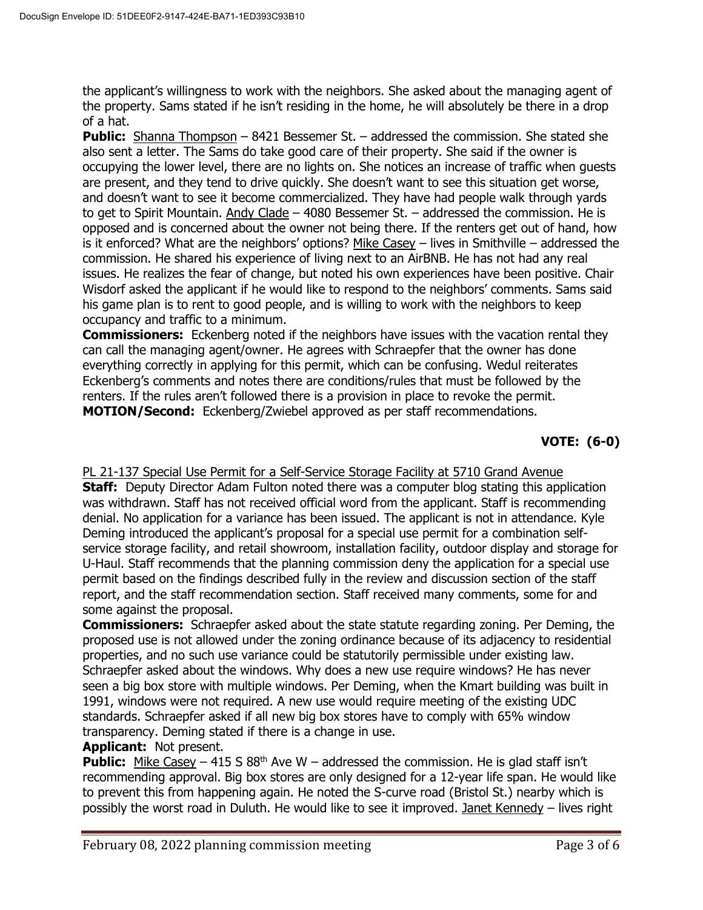the applicant's willingness to work with the neighbors. She asked about the managing agent of the property. Sams stated if he isn't residing in the home, he will absolutely be there in a drop of a hat.

**Public:** Shanna Thompson – 8421 Bessemer St. – addressed the commission. She stated she also sent a letter. The Sams do take good care of their property. She said if the owner is occupying the lower level, there are no lights on. She notices an increase of traffic when guests are present, and they tend to drive quickly. She doesn't want to see this situation get worse, and doesn't want to see it become commercialized. They have had people walk through yards to get to Spirit Mountain. Andy Clade – 4080 Bessemer St. – addressed the commission. He is opposed and is concerned about the owner not being there. If the renters get out of hand, how is it enforced? What are the neighbors' options? Mike Casey – lives in Smithville – addressed the commission. He shared his experience of living next to an AirBNB. He has not had any real issues. He realizes the fear of change, but noted his own experiences have been positive. Chair Wisdorf asked the applicant if he would like to respond to the neighbors' comments. Sams said his game plan is to rent to good people, and is willing to work with the neighbors to keep occupancy and traffic to a minimum.

**Commissioners:** Eckenberg noted if the neighbors have issues with the vacation rental they can call the managing agent/owner. He agrees with Schraepfer that the owner has done everything correctly in applying for this permit, which can be confusing. Wedul reiterates Eckenberg's comments and notes there are conditions/rules that must be followed by the renters. If the rules aren't followed there is a provision in place to revoke the permit.

**MOTION/Second:** Eckenberg/Zwiebel approved as per staff recommendations.

**VOTE: (6-0)**

PL 21-137 Special Use Permit for a Self-Service Storage Facility at 5710 Grand Avenue

**Staff:** Deputy Director Adam Fulton noted there was a computer blog stating this application was withdrawn. Staff has not received official word from the applicant. Staff is recommending denial. No application for a variance has been issued. The applicant is not in attendance. Kyle Deming introduced the applicant's proposal for a special use permit for a combination self-service storage facility, and retail showroom, installation facility, outdoor display and storage for U-Haul. Staff recommends that the planning commission deny the application for a special use permit based on the findings described fully in the review and discussion section of the staff report, and the staff recommendation section. Staff received many comments, some for and some against the proposal.

**Commissioners:** Schraepfer asked about the state statute regarding zoning. Per Deming, the proposed use is not allowed under the zoning ordinance because of its adjacency to residential properties, and no such use variance could be statutorily permissible under existing law. Schraepfer asked about the windows. Why does a new use require windows? He has never seen a big box store with multiple windows. Per Deming, when the Kmart building was built in 1991, windows were not required. A new use would require meeting of the existing UDC standards. Schraepfer asked if all new big box stores have to comply with 65% window transparency. Deming stated if there is a change in use.

**Applicant:** Not present.

**Public:** Mike Casey – 415 S 88th Ave W – addressed the commission. He is glad staff isn't recommending approval. Big box stores are only designed for a 12-year life span. He would like to prevent this from happening again. He noted the S-curve road (Bristol St.) nearby which is possibly the worst road in Duluth. He would like to see it improved. Janet Kennedy – lives right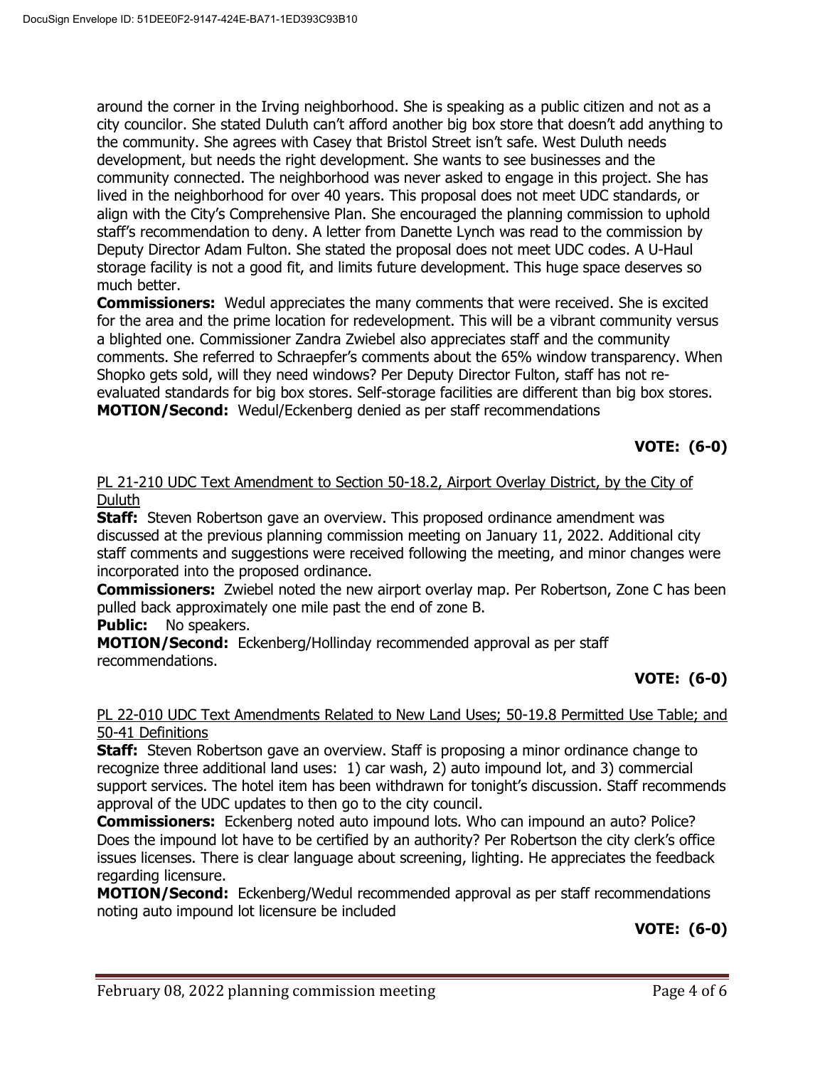around the corner in the Irving neighborhood. She is speaking as a public citizen and not as a city councilor. She stated Duluth can't afford another big box store that doesn't add anything to the community. She agrees with Casey that Bristol Street isn't safe. West Duluth needs development, but needs the right development. She wants to see businesses and the community connected. The neighborhood was never asked to engage in this project. She has lived in the neighborhood for over 40 years. This proposal does not meet UDC standards, or align with the City's Comprehensive Plan. She encouraged the planning commission to uphold staff's recommendation to deny. A letter from Danette Lynch was read to the commission by Deputy Director Adam Fulton. She stated the proposal does not meet UDC codes. A U-Haul storage facility is not a good fit, and limits future development. This huge space deserves so much better.

**Commissioners:** Wedul appreciates the many comments that were received. She is excited for the area and the prime location for redevelopment. This will be a vibrant community versus a blighted one. Commissioner Zandra Zwiebel also appreciates staff and the community comments. She referred to Schraepfer's comments about the 65% window transparency. When Shopko gets sold, will they need windows? Per Deputy Director Fulton, staff has not re-evaluated standards for big box stores. Self-storage facilities are different than big box stores.

**MOTION/Second:** Wedul/Eckenberg denied as per staff recommendations

**VOTE: (6-0)**

<u>PL 21-210 UDC Text Amendment to Section 50-18.2, Airport Overlay District, by the City of Duluth</u>

**Staff:** Steven Robertson gave an overview. This proposed ordinance amendment was discussed at the previous planning commission meeting on January 11, 2022. Additional city staff comments and suggestions were received following the meeting, and minor changes were incorporated into the proposed ordinance.

**Commissioners:** Zwiebel noted the new airport overlay map. Per Robertson, Zone C has been pulled back approximately one mile past the end of zone B.

**Public:** No speakers.

**MOTION/Second:** Eckenberg/Hollinday recommended approval as per staff recommendations.

**VOTE: (6-0)**

<u>PL 22-010 UDC Text Amendments Related to New Land Uses; 50-19.8 Permitted Use Table; and 50-41 Definitions</u>

**Staff:** Steven Robertson gave an overview. Staff is proposing a minor ordinance change to recognize three additional land uses: 1) car wash, 2) auto impound lot, and 3) commercial support services. The hotel item has been withdrawn for tonight's discussion. Staff recommends approval of the UDC updates to then go to the city council.

**Commissioners:** Eckenberg noted auto impound lots. Who can impound an auto? Police? Does the impound lot have to be certified by an authority? Per Robertson the city clerk's office issues licenses. There is clear language about screening, lighting. He appreciates the feedback regarding licensure.

**MOTION/Second:** Eckenberg/Wedul recommended approval as per staff recommendations noting auto impound lot licensure be included

**VOTE: (6-0)**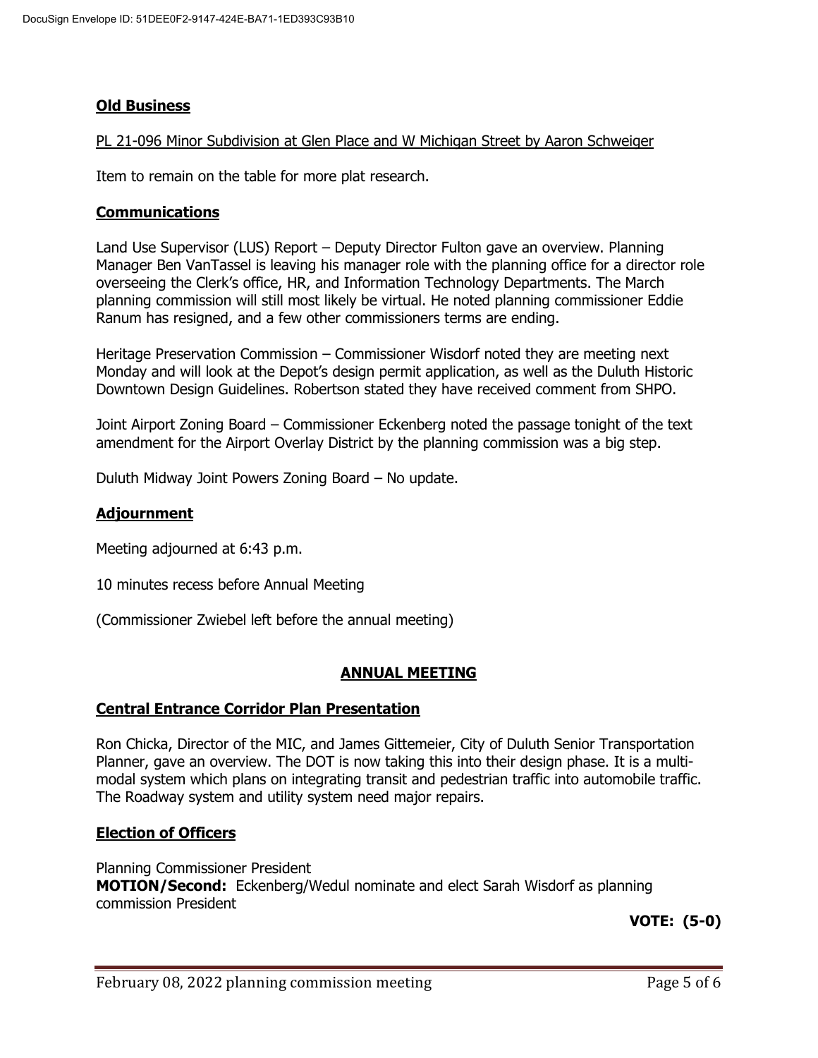## **Old Business**

PL 21-096 Minor Subdivision at Glen Place and W Michigan Street by Aaron Schweiger

Item to remain on the table for more plat research.

## **Communications**

Land Use Supervisor (LUS) Report – Deputy Director Fulton gave an overview. Planning Manager Ben VanTassel is leaving his manager role with the planning office for a director role overseeing the Clerk's office, HR, and Information Technology Departments. The March planning commission will still most likely be virtual. He noted planning commissioner Eddie Ranum has resigned, and a few other commissioners terms are ending.

Heritage Preservation Commission – Commissioner Wisdorf noted they are meeting next Monday and will look at the Depot's design permit application, as well as the Duluth Historic Downtown Design Guidelines. Robertson stated they have received comment from SHPO.

Joint Airport Zoning Board – Commissioner Eckenberg noted the passage tonight of the text amendment for the Airport Overlay District by the planning commission was a big step.

Duluth Midway Joint Powers Zoning Board – No update.

## **Adjournment**

Meeting adjourned at 6:43 p.m.

10 minutes recess before Annual Meeting

(Commissioner Zwiebel left before the annual meeting)

# **ANNUAL MEETING**

## **Central Entrance Corridor Plan Presentation**

Ron Chicka, Director of the MIC, and James Gittemeier, City of Duluth Senior Transportation Planner, gave an overview. The DOT is now taking this into their design phase. It is a multi-modal system which plans on integrating transit and pedestrian traffic into automobile traffic. The Roadway system and utility system need major repairs.

## **Election of Officers**

Planning Commissioner President
**MOTION/Second:** Eckenberg/Wedul nominate and elect Sarah Wisdorf as planning commission President

**VOTE: (5-0)**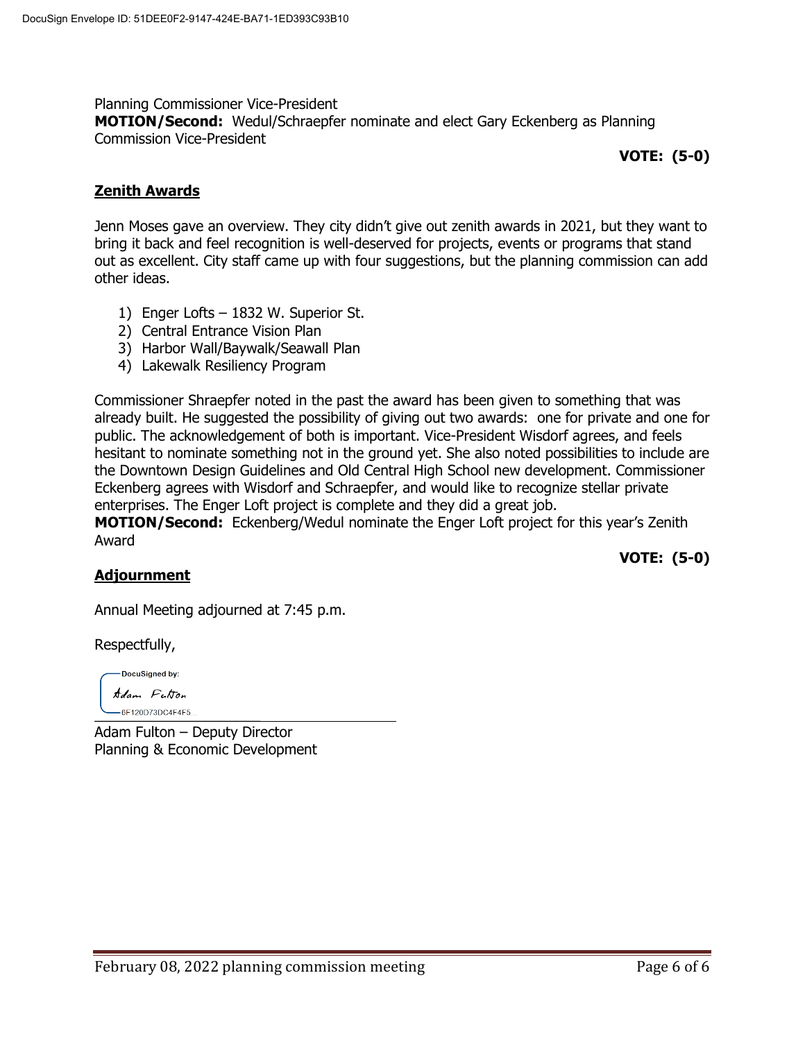Planning Commissioner Vice-President

**MOTION/Second:** Wedul/Schraepfer nominate and elect Gary Eckenberg as Planning Commission Vice-President

**VOTE: (5-0)**

## Zenith Awards

Jenn Moses gave an overview. They city didn't give out zenith awards in 2021, but they want to bring it back and feel recognition is well-deserved for projects, events or programs that stand out as excellent. City staff came up with four suggestions, but the planning commission can add other ideas.

1) Enger Lofts – 1832 W. Superior St.
2) Central Entrance Vision Plan
3) Harbor Wall/Baywalk/Seawall Plan
4) Lakewalk Resiliency Program

Commissioner Shraepfer noted in the past the award has been given to something that was already built. He suggested the possibility of giving out two awards: one for private and one for public. The acknowledgement of both is important. Vice-President Wisdorf agrees, and feels hesitant to nominate something not in the ground yet. She also noted possibilities to include are the Downtown Design Guidelines and Old Central High School new development. Commissioner Eckenberg agrees with Wisdorf and Schraepfer, and would like to recognize stellar private enterprises. The Enger Loft project is complete and they did a great job.

**MOTION/Second:** Eckenberg/Wedul nominate the Enger Loft project for this year's Zenith Award

**VOTE: (5-0)**

## Adjournment

Annual Meeting adjourned at 7:45 p.m.

Respectfully,

DocuSigned by:
Adam Fulton
6F120D73DC4F4F5...

Adam Fulton – Deputy Director
Planning & Economic Development